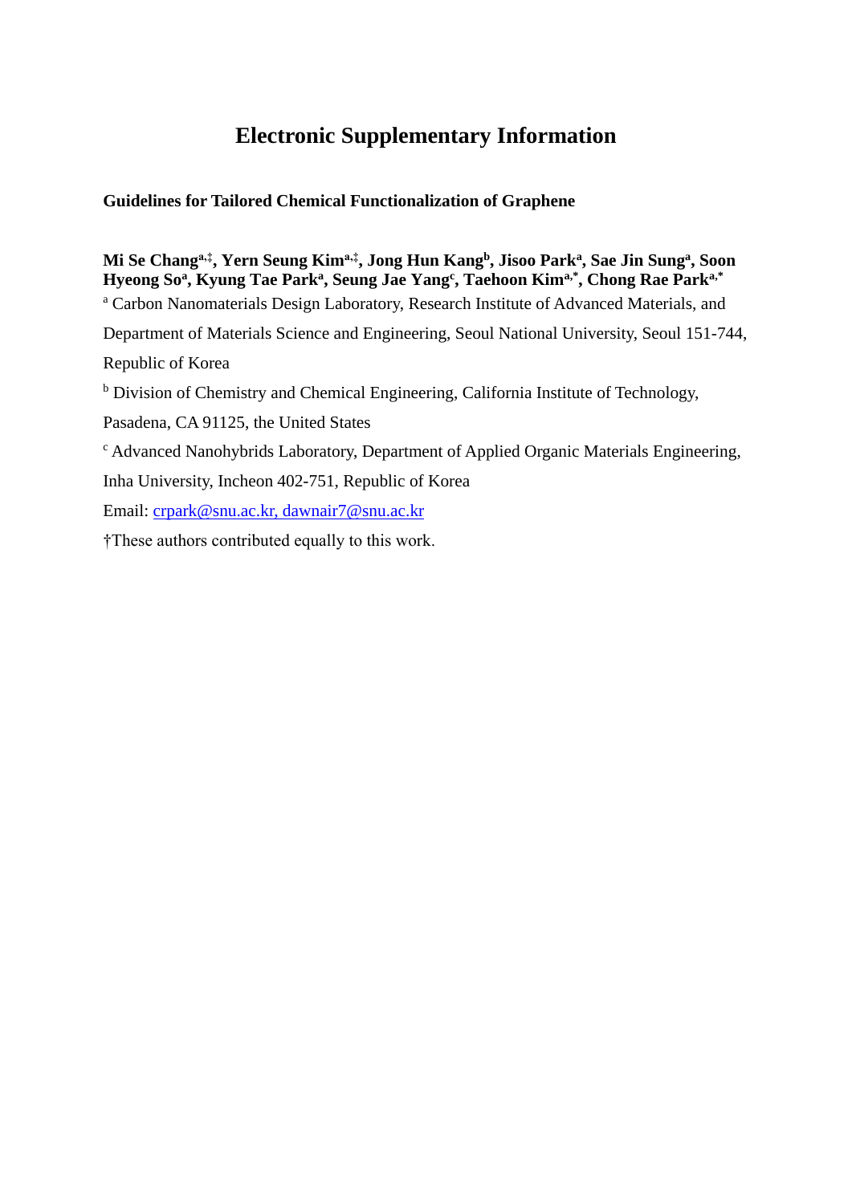# Electronic Supplementary Information

**Guidelines for Tailored Chemical Functionalization of Graphene**

**Mi Se Chang[a,‡], Yern Seung Kim[a,‡], Jong Hun Kang[b], Jisoo Park[a], Sae Jin Sung[a], Soon Hyeong So[a], Kyung Tae Park[a], Seung Jae Yang[c], Taehoon Kim[a,*], Chong Rae Park[a,*]**

[a] Carbon Nanomaterials Design Laboratory, Research Institute of Advanced Materials, and Department of Materials Science and Engineering, Seoul National University, Seoul 151-744, Republic of Korea

[b] Division of Chemistry and Chemical Engineering, California Institute of Technology, Pasadena, CA 91125, the United States

[c] Advanced Nanohybrids Laboratory, Department of Applied Organic Materials Engineering, Inha University, Incheon 402-751, Republic of Korea

Email: crpark@snu.ac.kr, dawnair7@snu.ac.kr

†These authors contributed equally to this work.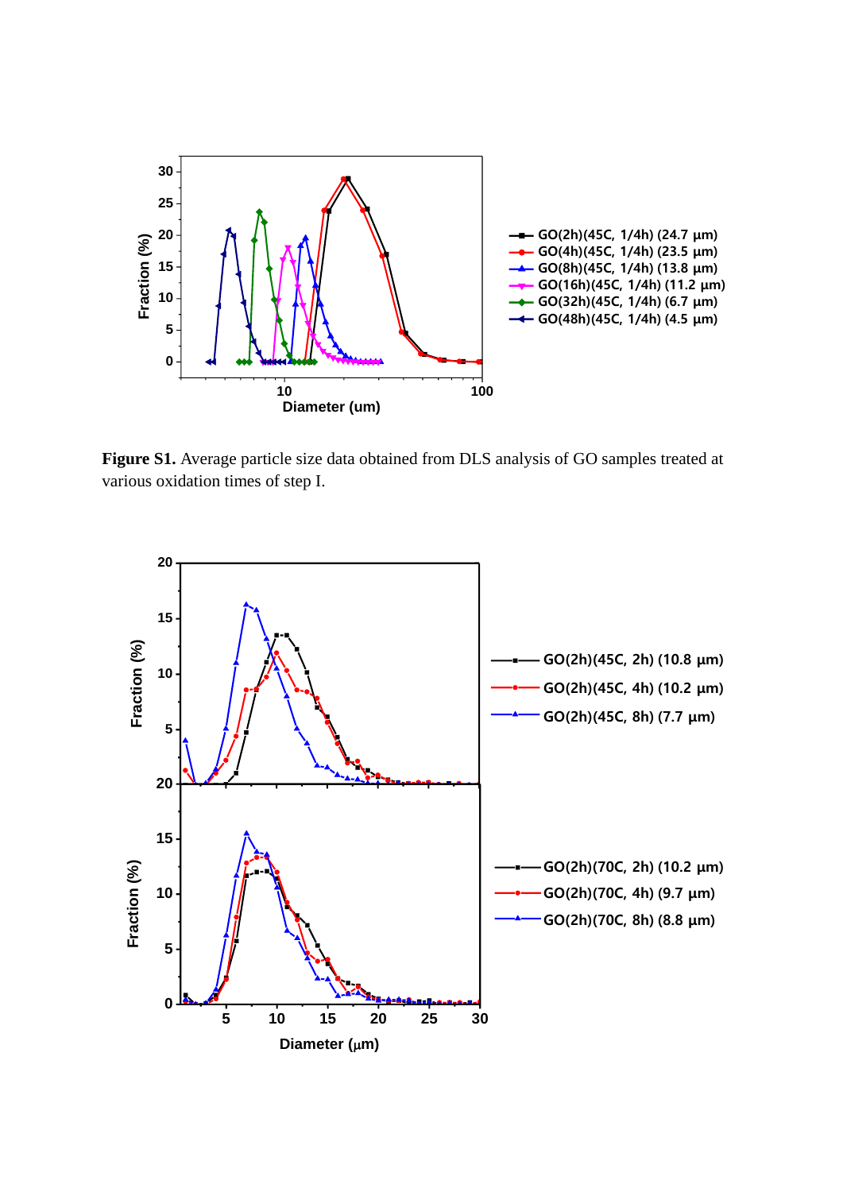**Figure S1.** Average particle size data obtained from DLS analysis of GO samples treated at various oxidation times of step I.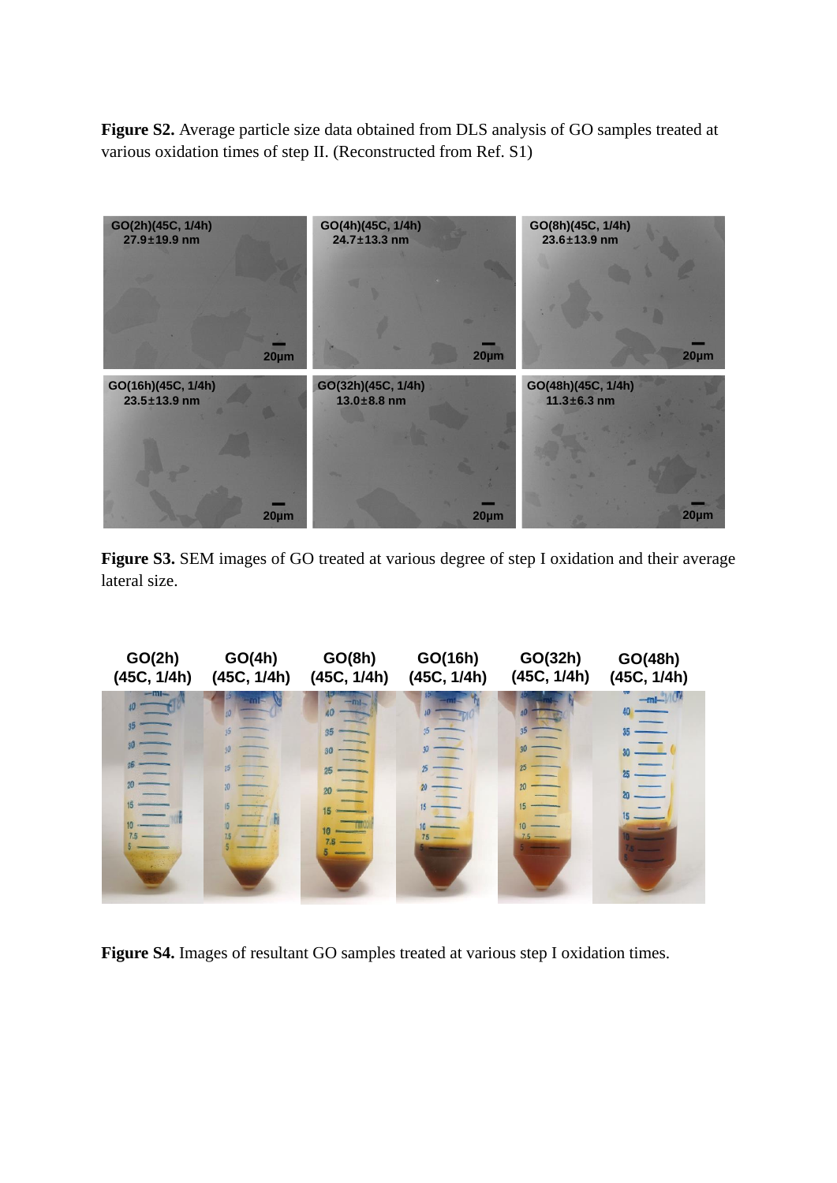**Figure S2.** Average particle size data obtained from DLS analysis of GO samples treated at various oxidation times of step II. (Reconstructed from Ref. S1)

**Figure S3.** SEM images of GO treated at various degree of step I oxidation and their average lateral size.

**Figure S4.** Images of resultant GO samples treated at various step I oxidation times.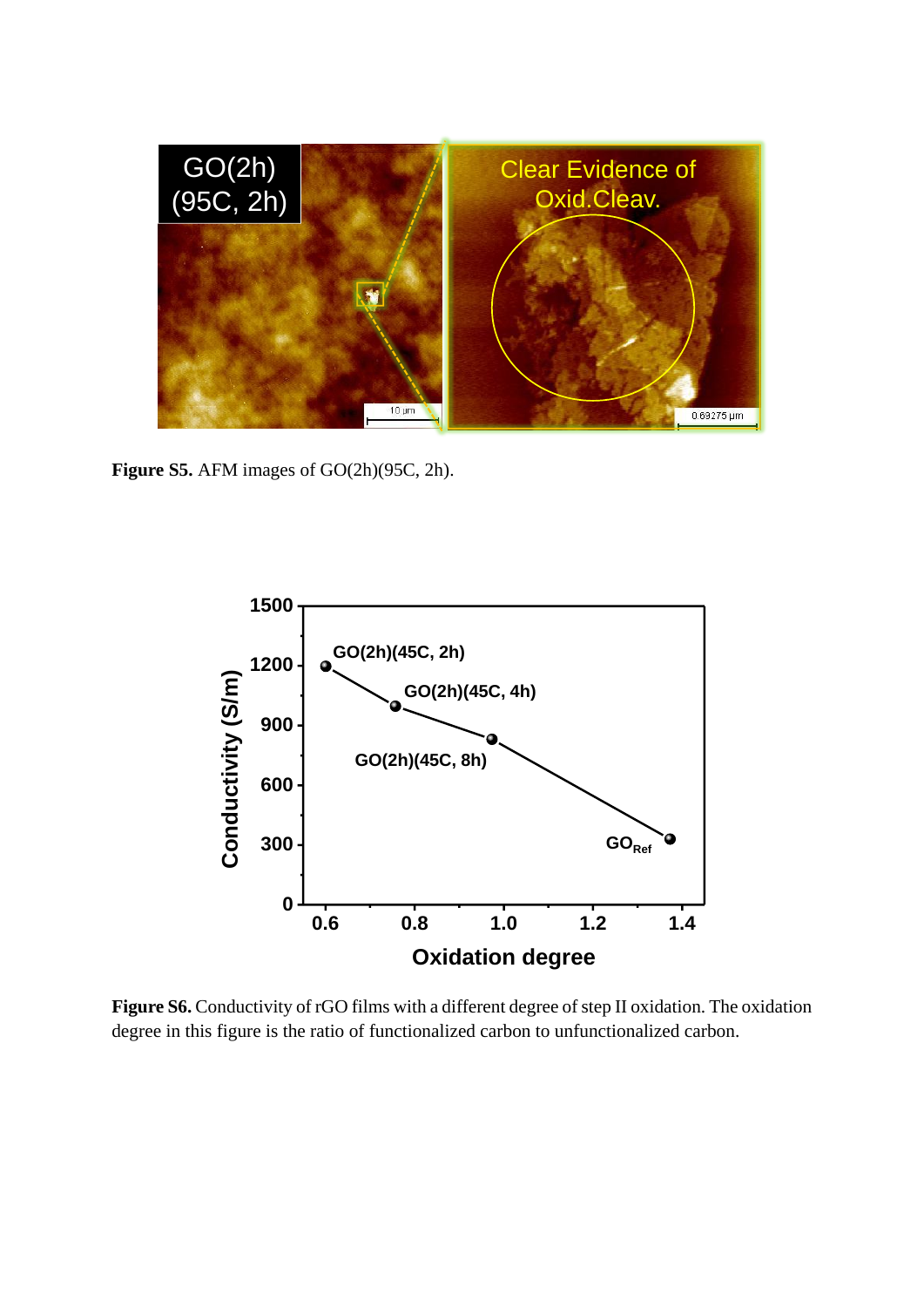**Figure S5.** AFM images of GO(2h)(95C, 2h).

**Figure S6.** Conductivity of rGO films with a different degree of step II oxidation. The oxidation degree in this figure is the ratio of functionalized carbon to unfunctionalized carbon.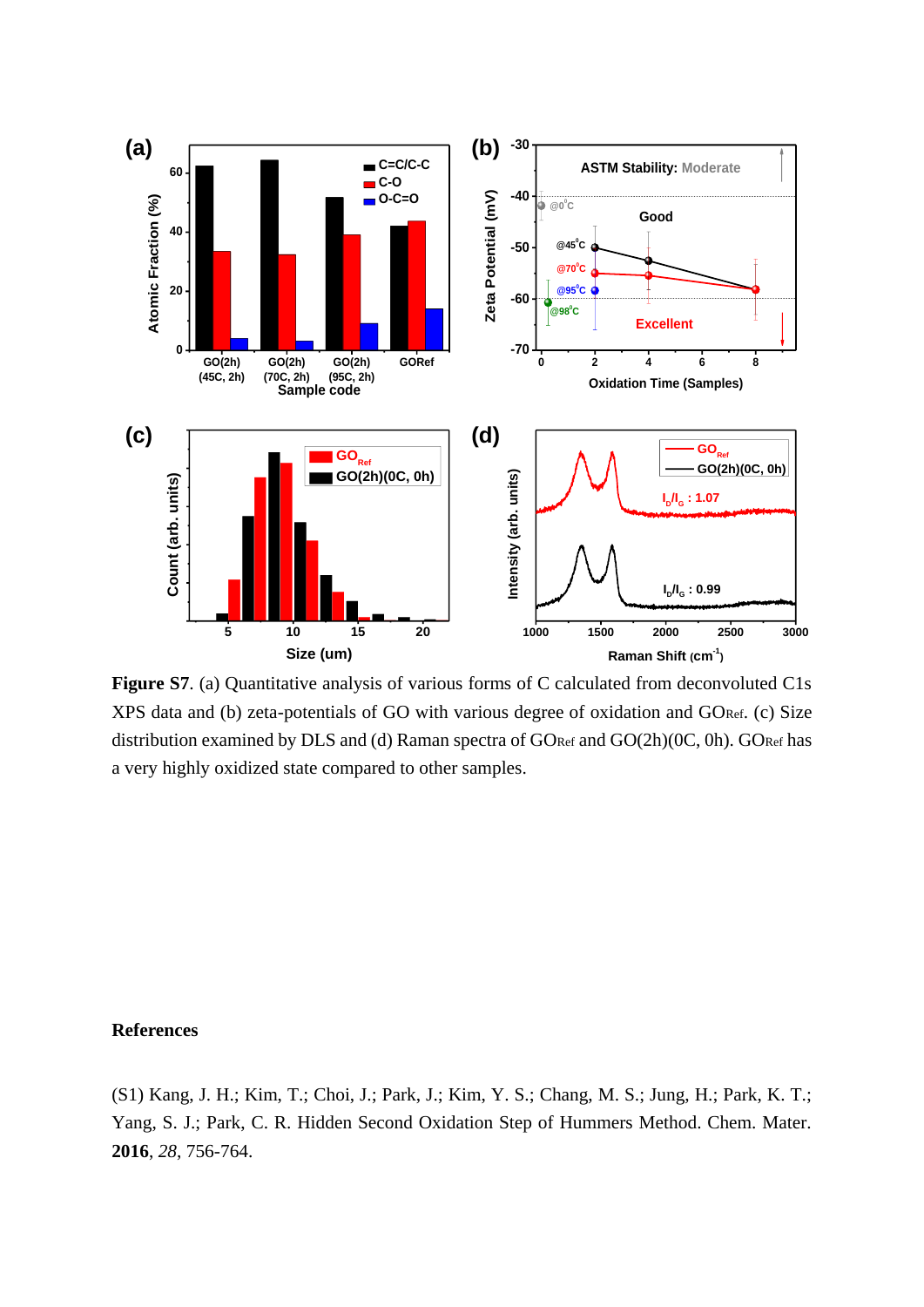(a)

Atomic Fraction (%)

60

40

20

0

C=C/C-C

C-O

O-C=O

GO(2h) (45C, 2h)

GO(2h) (70C, 2h)

GO(2h) (95C, 2h)

GORef

Sample code

(b)

Zeta Potential (mV)

-30

-40

-50

-60

-70

ASTM Stability: Moderate

@0°C

Good

@45°C

@70°C

@95°C

@98°C

Excellent

0 2 4 6 8

Oxidation Time (Samples)

(c)

Count (arb. units)

$GO_{Ref}$

GO(2h)(0C, 0h)

5 10 15 20

Size (um)

(d)

Intensity (arb. units)

$GO_{Ref}$

GO(2h)(0C, 0h)

$I_D/I_G$ : 1.07

$I_D/I_G$ : 0.99

1000 1500 2000 2500 3000

Raman Shift ($cm^{-1}$)

**Figure S7**. (a) Quantitative analysis of various forms of C calculated from deconvoluted C1s XPS data and (b) zeta-potentials of GO with various degree of oxidation and $GO_{Ref}$. (c) Size distribution examined by DLS and (d) Raman spectra of $GO_{Ref}$ and GO(2h)(0C, 0h). $GO_{Ref}$ has a very highly oxidized state compared to other samples.

## References

(S1) Kang, J. H.; Kim, T.; Choi, J.; Park, J.; Kim, Y. S.; Chang, M. S.; Jung, H.; Park, K. T.; Yang, S. J.; Park, C. R. Hidden Second Oxidation Step of Hummers Method. Chem. Mater. **2016**, *28*, 756-764.